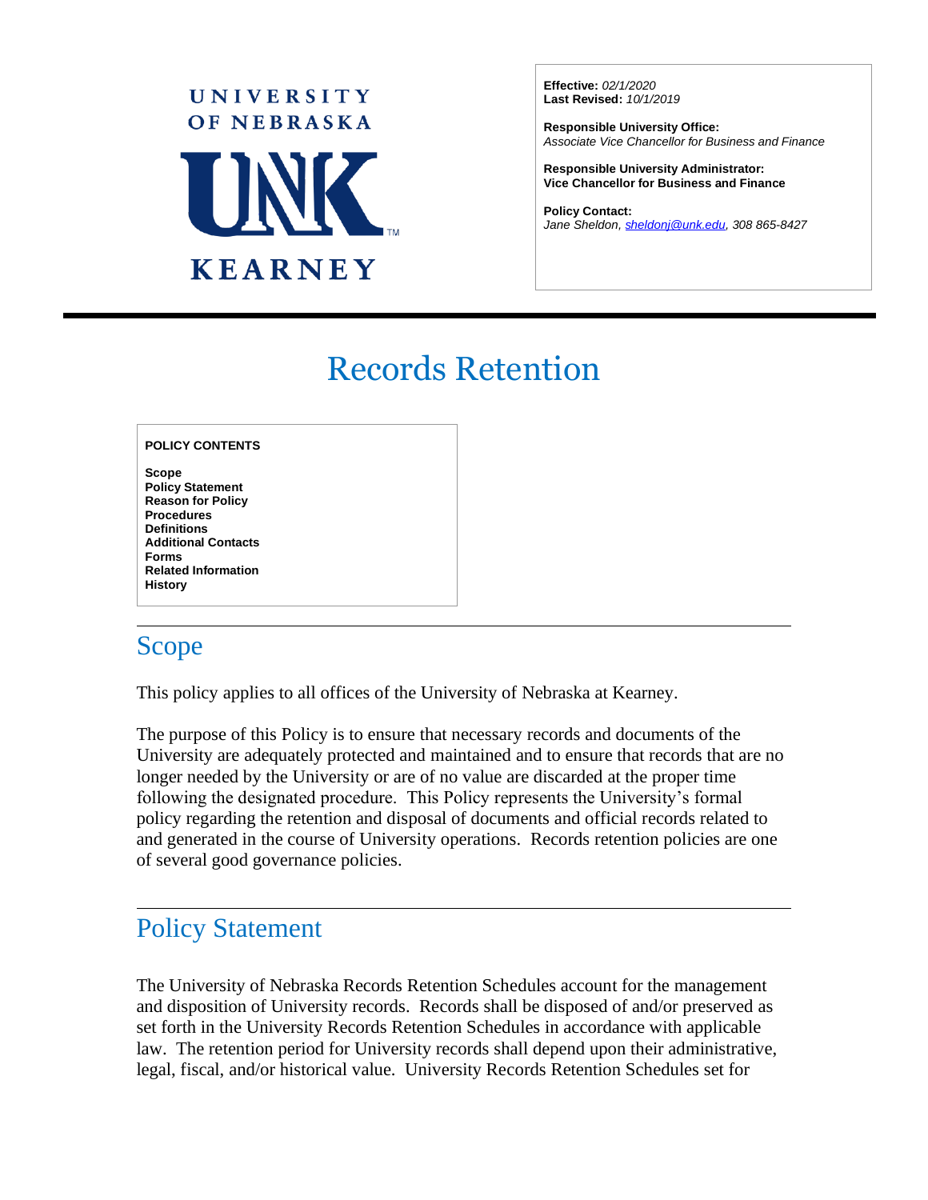UNIVERSITY OF NEBRASKA

UNK

KEARNEY

**Effective:** *02/1/2020*
**Last Revised:** *10/1/2019*

**Responsible University Office:**
*Associate Vice Chancellor for Business and Finance*

**Responsible University Administrator:**
**Vice Chancellor for Business and Finance**

**Policy Contact:**
*Jane Sheldon, sheldonj@unk.edu, 308 865-8427*

# Records Retention

**POLICY CONTENTS**

**Scope**
**Policy Statement**
**Reason for Policy**
**Procedures**
**Definitions**
**Additional Contacts**
**Forms**
**Related Information**
**History**

## Scope

This policy applies to all offices of the University of Nebraska at Kearney.

The purpose of this Policy is to ensure that necessary records and documents of the University are adequately protected and maintained and to ensure that records that are no longer needed by the University or are of no value are discarded at the proper time following the designated procedure. This Policy represents the University's formal policy regarding the retention and disposal of documents and official records related to and generated in the course of University operations. Records retention policies are one of several good governance policies.

## Policy Statement

The University of Nebraska Records Retention Schedules account for the management and disposition of University records. Records shall be disposed of and/or preserved as set forth in the University Records Retention Schedules in accordance with applicable law. The retention period for University records shall depend upon their administrative, legal, fiscal, and/or historical value. University Records Retention Schedules set for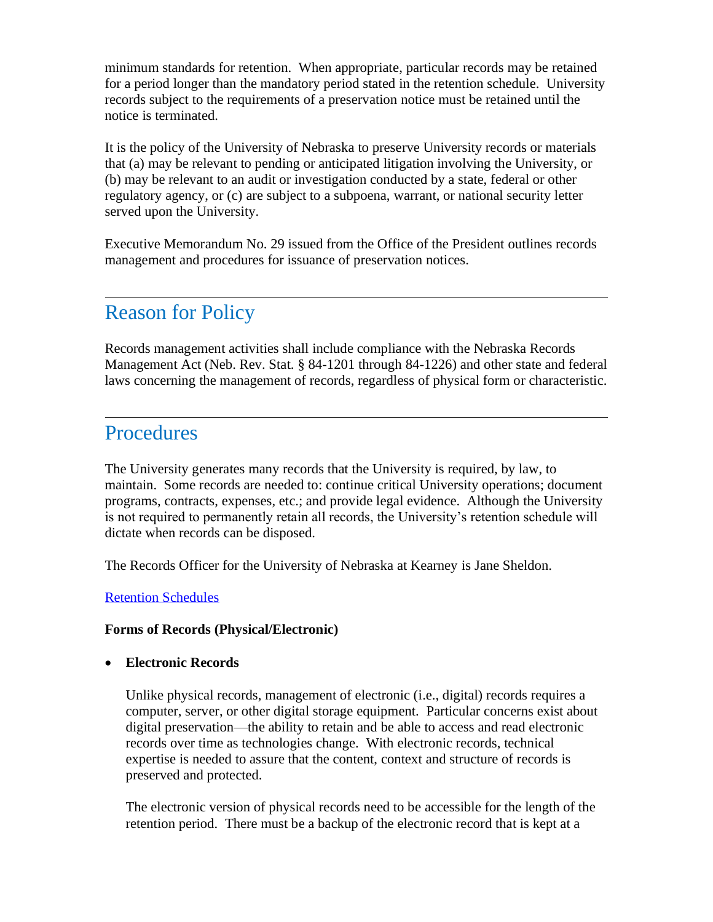minimum standards for retention. When appropriate, particular records may be retained for a period longer than the mandatory period stated in the retention schedule. University records subject to the requirements of a preservation notice must be retained until the notice is terminated.

It is the policy of the University of Nebraska to preserve University records or materials that (a) may be relevant to pending or anticipated litigation involving the University, or (b) may be relevant to an audit or investigation conducted by a state, federal or other regulatory agency, or (c) are subject to a subpoena, warrant, or national security letter served upon the University.

Executive Memorandum No. 29 issued from the Office of the President outlines records management and procedures for issuance of preservation notices.

---

## Reason for Policy

Records management activities shall include compliance with the Nebraska Records Management Act (Neb. Rev. Stat. § 84-1201 through 84-1226) and other state and federal laws concerning the management of records, regardless of physical form or characteristic.

---

## Procedures

The University generates many records that the University is required, by law, to maintain. Some records are needed to: continue critical University operations; document programs, contracts, expenses, etc.; and provide legal evidence. Although the University is not required to permanently retain all records, the University's retention schedule will dictate when records can be disposed.

The Records Officer for the University of Nebraska at Kearney is Jane Sheldon.

Retention Schedules

**Forms of Records (Physical/Electronic)**

- **Electronic Records**

  Unlike physical records, management of electronic (i.e., digital) records requires a computer, server, or other digital storage equipment. Particular concerns exist about digital preservation—the ability to retain and be able to access and read electronic records over time as technologies change. With electronic records, technical expertise is needed to assure that the content, context and structure of records is preserved and protected.

  The electronic version of physical records need to be accessible for the length of the retention period. There must be a backup of the electronic record that is kept at a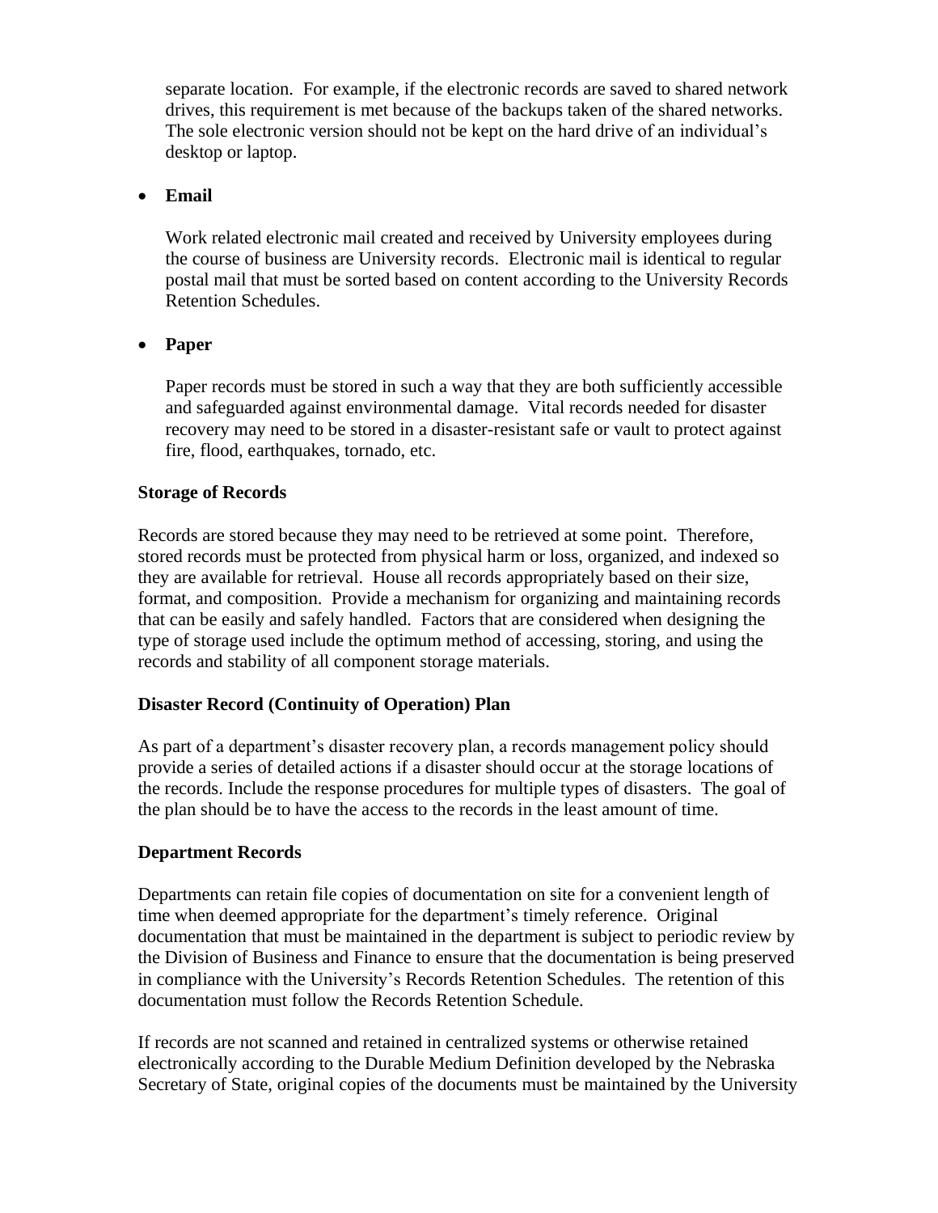separate location. For example, if the electronic records are saved to shared network drives, this requirement is met because of the backups taken of the shared networks. The sole electronic version should not be kept on the hard drive of an individual's desktop or laptop.

- **Email**

  Work related electronic mail created and received by University employees during the course of business are University records. Electronic mail is identical to regular postal mail that must be sorted based on content according to the University Records Retention Schedules.

- **Paper**

  Paper records must be stored in such a way that they are both sufficiently accessible and safeguarded against environmental damage. Vital records needed for disaster recovery may need to be stored in a disaster-resistant safe or vault to protect against fire, flood, earthquakes, tornado, etc.

**Storage of Records**

Records are stored because they may need to be retrieved at some point. Therefore, stored records must be protected from physical harm or loss, organized, and indexed so they are available for retrieval. House all records appropriately based on their size, format, and composition. Provide a mechanism for organizing and maintaining records that can be easily and safely handled. Factors that are considered when designing the type of storage used include the optimum method of accessing, storing, and using the records and stability of all component storage materials.

**Disaster Record (Continuity of Operation) Plan**

As part of a department's disaster recovery plan, a records management policy should provide a series of detailed actions if a disaster should occur at the storage locations of the records. Include the response procedures for multiple types of disasters. The goal of the plan should be to have the access to the records in the least amount of time.

**Department Records**

Departments can retain file copies of documentation on site for a convenient length of time when deemed appropriate for the department's timely reference. Original documentation that must be maintained in the department is subject to periodic review by the Division of Business and Finance to ensure that the documentation is being preserved in compliance with the University's Records Retention Schedules. The retention of this documentation must follow the Records Retention Schedule.

If records are not scanned and retained in centralized systems or otherwise retained electronically according to the Durable Medium Definition developed by the Nebraska Secretary of State, original copies of the documents must be maintained by the University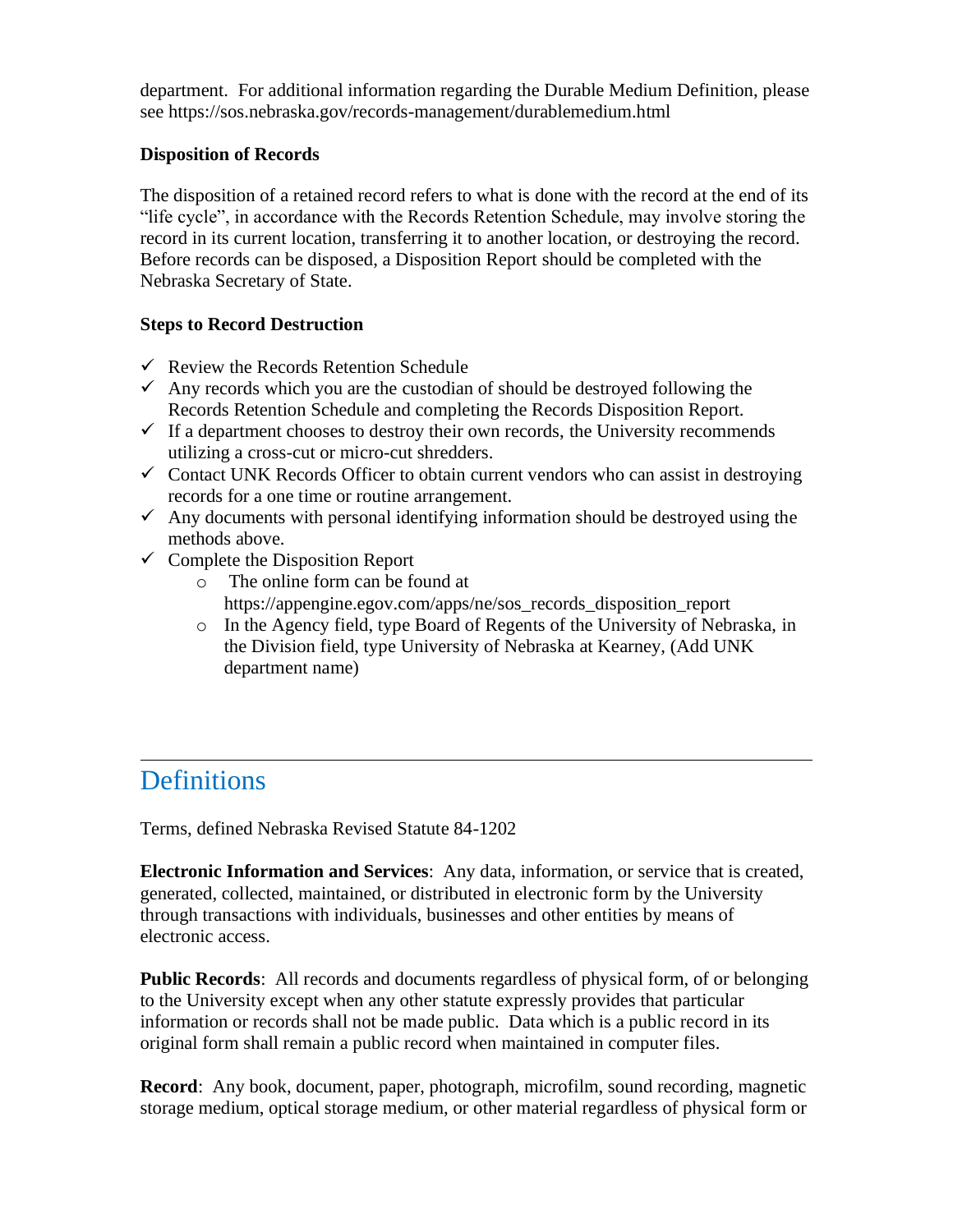department. For additional information regarding the Durable Medium Definition, please see https://sos.nebraska.gov/records-management/durablemedium.html

**Disposition of Records**

The disposition of a retained record refers to what is done with the record at the end of its "life cycle", in accordance with the Records Retention Schedule, may involve storing the record in its current location, transferring it to another location, or destroying the record. Before records can be disposed, a Disposition Report should be completed with the Nebraska Secretary of State.

**Steps to Record Destruction**

- ✓ Review the Records Retention Schedule
- ✓ Any records which you are the custodian of should be destroyed following the Records Retention Schedule and completing the Records Disposition Report.
- ✓ If a department chooses to destroy their own records, the University recommends utilizing a cross-cut or micro-cut shredders.
- ✓ Contact UNK Records Officer to obtain current vendors who can assist in destroying records for a one time or routine arrangement.
- ✓ Any documents with personal identifying information should be destroyed using the methods above.
- ✓ Complete the Disposition Report
    - The online form can be found at https://appengine.egov.com/apps/ne/sos_records_disposition_report
    - In the Agency field, type Board of Regents of the University of Nebraska, in the Division field, type University of Nebraska at Kearney, (Add UNK department name)

---

# Definitions

Terms, defined Nebraska Revised Statute 84-1202

**Electronic Information and Services**: Any data, information, or service that is created, generated, collected, maintained, or distributed in electronic form by the University through transactions with individuals, businesses and other entities by means of electronic access.

**Public Records**: All records and documents regardless of physical form, of or belonging to the University except when any other statute expressly provides that particular information or records shall not be made public. Data which is a public record in its original form shall remain a public record when maintained in computer files.

**Record**: Any book, document, paper, photograph, microfilm, sound recording, magnetic storage medium, optical storage medium, or other material regardless of physical form or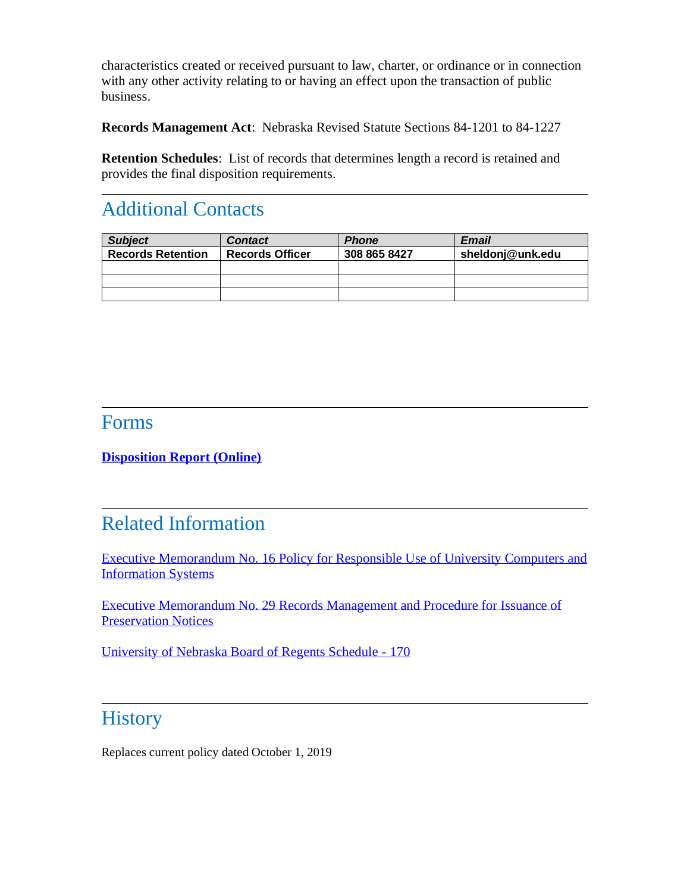characteristics created or received pursuant to law, charter, or ordinance or in connection with any other activity relating to or having an effect upon the transaction of public business.

**Records Management Act**: Nebraska Revised Statute Sections 84-1201 to 84-1227

**Retention Schedules**: List of records that determines length a record is retained and provides the final disposition requirements.

## Additional Contacts

| *Subject* | *Contact* | *Phone* | *Email* |
|---|---|---|---|
| **Records Retention** | **Records Officer** | **308 865 8427** | **sheldonj@unk.edu** |
| | | | |
| | | | |
| | | | |

## Forms

**Disposition Report (Online)**

## Related Information

Executive Memorandum No. 16 Policy for Responsible Use of University Computers and Information Systems

Executive Memorandum No. 29 Records Management and Procedure for Issuance of Preservation Notices

University of Nebraska Board of Regents Schedule - 170

## History

Replaces current policy dated October 1, 2019